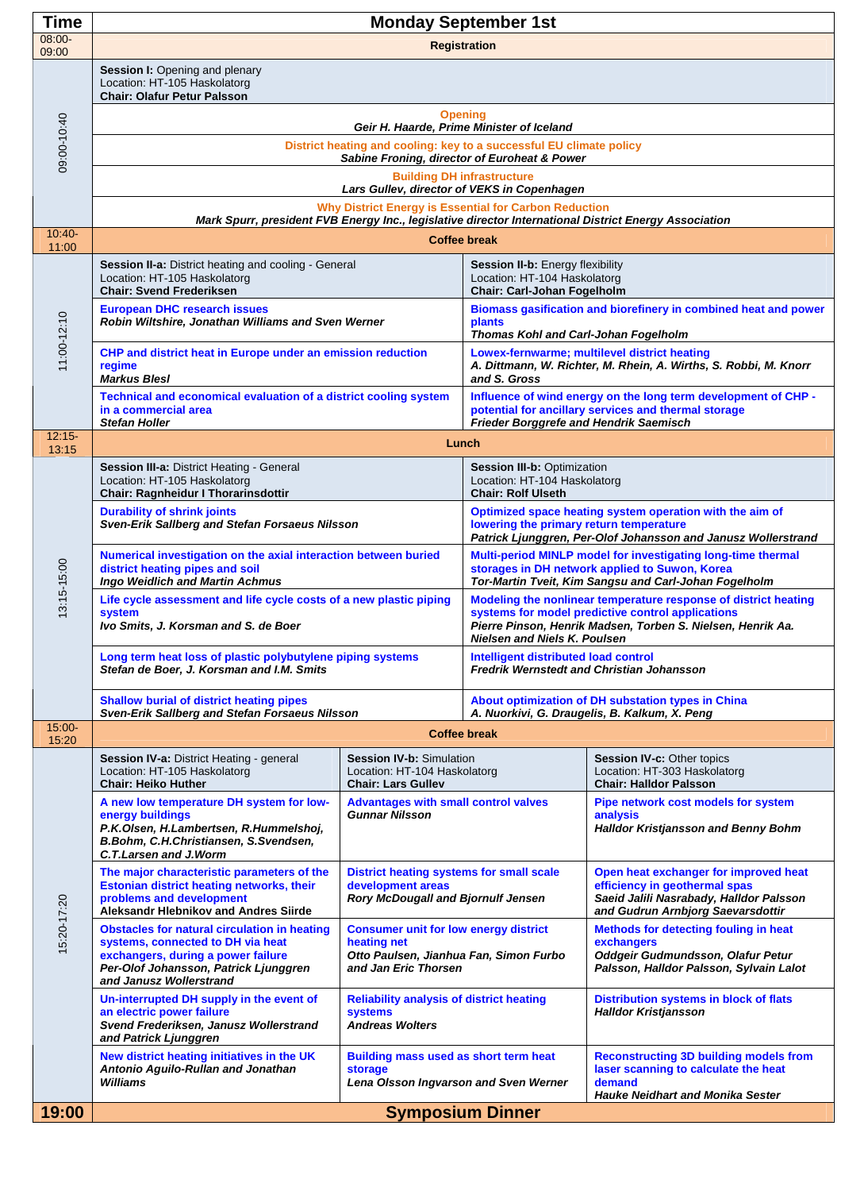| Time | Monday September 1st | | |
|---|---|---|---|
| 08:00-09:00 | **Registration** | | |
| 09:00-10:40 | **Session I:** Opening and plenary<br>Location: HT-105 Haskolatorg<br>**Chair: Olafur Petur Palsson** | | |
| | **Opening**<br>***Geir H. Haarde, Prime Minister of Iceland*** | | |
| | **District heating and cooling: key to a successful EU climate policy**<br>***Sabine Froning, director of Euroheat & Power*** | | |
| | **Building DH infrastructure**<br>***Lars Gullev, director of VEKS in Copenhagen*** | | |
| | **Why District Energy is Essential for Carbon Reduction**<br>***Mark Spurr, president FVB Energy Inc., legislative director International District Energy Association*** | | |
| 10:40-11:00 | **Coffee break** | | |
| 11:00-12:10 | **Session II-a:** District heating and cooling - General<br>Location: HT-105 Haskolatorg<br>**Chair: Svend Frederiksen** | **Session II-b:** Energy flexibility<br>Location: HT-104 Haskolatorg<br>**Chair: Carl-Johan Fogelholm** | |
| | **European DHC research issues**<br>***Robin Wiltshire, Jonathan Williams and Sven Werner*** | **Biomass gasification and biorefinery in combined heat and power plants**<br>***Thomas Kohl and Carl-Johan Fogelholm*** | |
| | **CHP and district heat in Europe under an emission reduction regime**<br>***Markus Blesl*** | **Lowex-fernwarme; multilevel district heating**<br>***A. Dittmann, W. Richter, M. Rhein, A. Wirths, S. Robbi, M. Knorr and S. Gross*** | |
| | **Technical and economical evaluation of a district cooling system in a commercial area**<br>***Stefan Holler*** | **Influence of wind energy on the long term development of CHP - potential for ancillary services and thermal storage**<br>***Frieder Borggrefe and Hendrik Saemisch*** | |
| 12:15-13:15 | **Lunch** | | |
| 13:15-15:00 | **Session III-a:** District Heating - General<br>Location: HT-105 Haskolatorg<br>**Chair: Ragnheidur I Thorarinsdottir** | **Session III-b:** Optimization<br>Location: HT-104 Haskolatorg<br>**Chair: Rolf Ulseth** | |
| | **Durability of shrink joints**<br>***Sven-Erik Sallberg and Stefan Forsaeus Nilsson*** | **Optimized space heating system operation with the aim of lowering the primary return temperature**<br>***Patrick Ljunggren, Per-Olof Johansson and Janusz Wollerstrand*** | |
| | **Numerical investigation on the axial interaction between buried district heating pipes and soil**<br>***Ingo Weidlich and Martin Achmus*** | **Multi-period MINLP model for investigating long-time thermal storages in DH network applied to Suwon, Korea**<br>***Tor-Martin Tveit, Kim Sangsu and Carl-Johan Fogelholm*** | |
| | **Life cycle assessment and life cycle costs of a new plastic piping system**<br>***Ivo Smits, J. Korsman and S. de Boer*** | **Modeling the nonlinear temperature response of district heating systems for model predictive control applications**<br>***Pierre Pinson, Henrik Madsen, Torben S. Nielsen, Henrik Aa. Nielsen and Niels K. Poulsen*** | |
| | **Long term heat loss of plastic polybutylene piping systems**<br>***Stefan de Boer, J. Korsman and I.M. Smits*** | **Intelligent distributed load control**<br>***Fredrik Wernstedt and Christian Johansson*** | |
| | **Shallow burial of district heating pipes**<br>***Sven-Erik Sallberg and Stefan Forsaeus Nilsson*** | **About optimization of DH substation types in China**<br>***A. Nuorkivi, G. Draugelis, B. Kalkum, X. Peng*** | |
| 15:00-15:20 | **Coffee break** | | |
| 15:20-17:20 | **Session IV-a:** District Heating - general<br>Location: HT-105 Haskolatorg<br>**Chair: Heiko Huther** | **Session IV-b:** Simulation<br>Location: HT-104 Haskolatorg<br>**Chair: Lars Gullev** | **Session IV-c:** Other topics<br>Location: HT-303 Haskolatorg<br>**Chair: Halldor Palsson** |
| | **A new low temperature DH system for low-energy buildings**<br>***P.K.Olsen, H.Lambertsen, R.Hummelshoj, B.Bohm, C.H.Christiansen, S.Svendsen, C.T.Larsen and J.Worm*** | **Advantages with small control valves**<br>***Gunnar Nilsson*** | **Pipe network cost models for system analysis**<br>***Halldor Kristjansson and Benny Bohm*** |
| | **The major characteristic parameters of the Estonian district heating networks, their problems and development**<br>**Aleksandr Hlebnikov and Andres Siirde** | **District heating systems for small scale development areas**<br>***Rory McDougall and Bjornulf Jensen*** | **Open heat exchanger for improved heat efficiency in geothermal spas**<br>***Saeid Jalili Nasrabady, Halldor Palsson and Gudrun Arnbjorg Saevarsdottir*** |
| | **Obstacles for natural circulation in heating systems, connected to DH via heat exchangers, during a power failure**<br>***Per-Olof Johansson, Patrick Ljunggren and Janusz Wollerstrand*** | **Consumer unit for low energy district heating net**<br>***Otto Paulsen, Jianhua Fan, Simon Furbo and Jan Eric Thorsen*** | **Methods for detecting fouling in heat exchangers**<br>***Oddgeir Gudmundsson, Olafur Petur Palsson, Halldor Palsson, Sylvain Lalot*** |
| | **Un-interrupted DH supply in the event of an electric power failure**<br>***Svend Frederiksen, Janusz Wollerstrand and Patrick Ljunggren*** | **Reliability analysis of district heating systems**<br>***Andreas Wolters*** | **Distribution systems in block of flats**<br>***Halldor Kristjansson*** |
| | **New district heating initiatives in the UK**<br>***Antonio Aguilo-Rullan and Jonathan Williams*** | **Building mass used as short term heat storage**<br>***Lena Olsson Ingvarson and Sven Werner*** | **Reconstructing 3D building models from laser scanning to calculate the heat demand**<br>***Hauke Neidhart and Monika Sester*** |
| **19:00** | **Symposium Dinner** | | |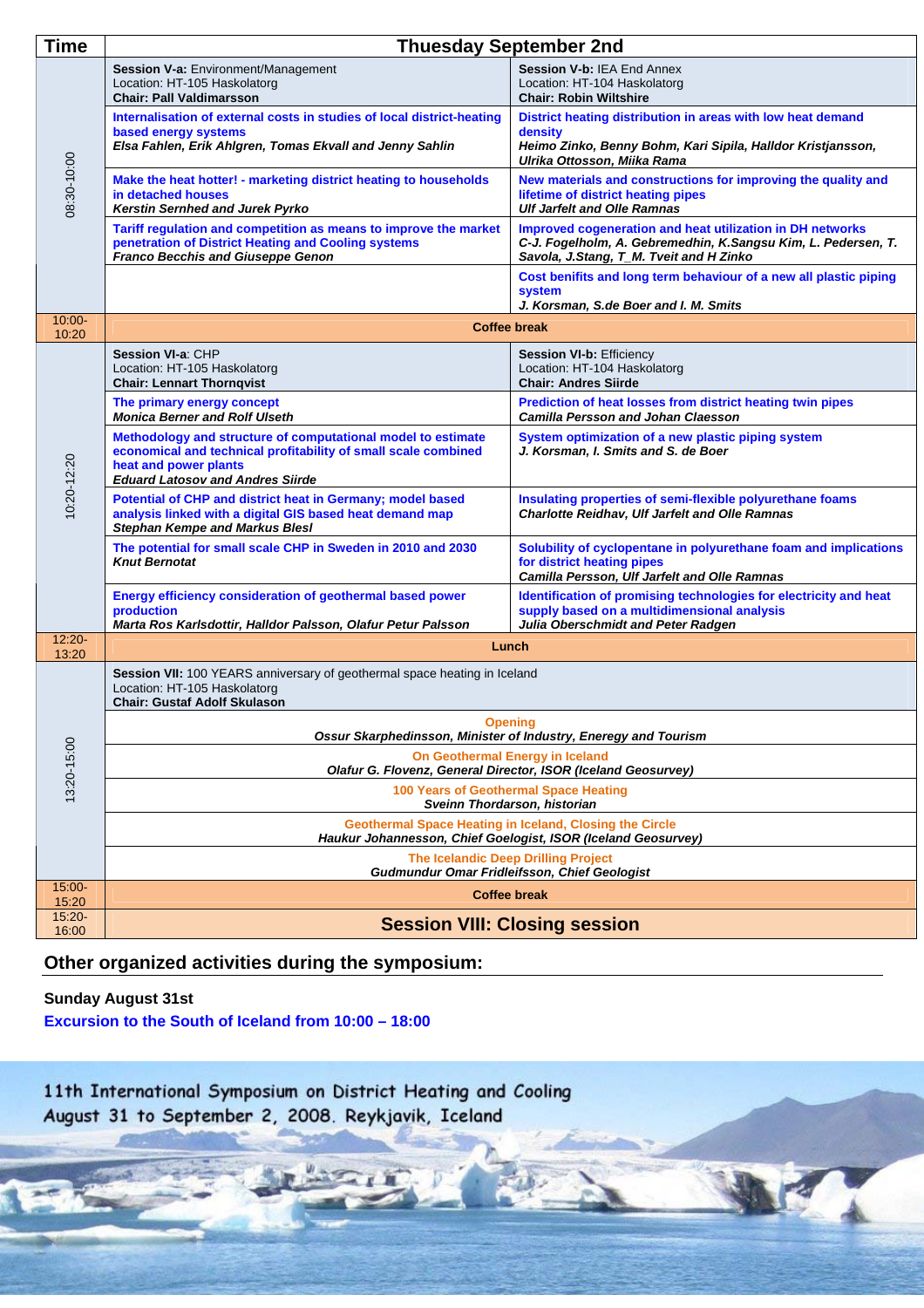| Time | Thuesday September 2nd | |
|---|---|---|
| 08:30-10:00 | **Session V-a:** Environment/Management<br>Location: HT-105 Haskolatorg<br>**Chair: Pall Valdimarsson** | **Session V-b:** IEA End Annex<br>Location: HT-104 Haskolatorg<br>**Chair: Robin Wiltshire** |
| | **Internalisation of external costs in studies of local district-heating based energy systems**<br>***Elsa Fahlen, Erik Ahlgren, Tomas Ekvall and Jenny Sahlin*** | **District heating distribution in areas with low heat demand density**<br>***Heimo Zinko, Benny Bohm, Kari Sipila, Halldor Kristjansson, Ulrika Ottosson, Miika Rama*** |
| | **Make the heat hotter! - marketing district heating to households in detached houses**<br>***Kerstin Sernhed and Jurek Pyrko*** | **New materials and constructions for improving the quality and lifetime of district heating pipes**<br>***Ulf Jarfelt and Olle Ramnas*** |
| | **Tariff regulation and competition as means to improve the market penetration of District Heating and Cooling systems**<br>***Franco Becchis and Giuseppe Genon*** | **Improved cogeneration and heat utilization in DH networks**<br>***C-J. Fogelholm, A. Gebremedhin, K.Sangsu Kim, L. Pedersen, T. Savola, J.Stang, T_M. Tveit and H Zinko*** |
| | | **Cost benifits and long term behaviour of a new all plastic piping system**<br>***J. Korsman, S.de Boer and I. M. Smits*** |
| 10:00-10:20 | **Coffee break** | |
| 10:20-12:20 | **Session VI-a**: CHP<br>Location: HT-105 Haskolatorg<br>**Chair: Lennart Thornqvist** | **Session VI-b:** Efficiency<br>Location: HT-104 Haskolatorg<br>**Chair: Andres Siirde** |
| | **The primary energy concept**<br>***Monica Berner and Rolf Ulseth*** | **Prediction of heat losses from district heating twin pipes**<br>***Camilla Persson and Johan Claesson*** |
| | **Methodology and structure of computational model to estimate economical and technical profitability of small scale combined heat and power plants**<br>***Eduard Latosov and Andres Siirde*** | **System optimization of a new plastic piping system**<br>***J. Korsman, I. Smits and S. de Boer*** |
| | **Potential of CHP and district heat in Germany; model based analysis linked with a digital GIS based heat demand map**<br>***Stephan Kempe and Markus Blesl*** | **Insulating properties of semi-flexible polyurethane foams**<br>***Charlotte Reidhav, Ulf Jarfelt and Olle Ramnas*** |
| | **The potential for small scale CHP in Sweden in 2010 and 2030**<br>***Knut Bernotat*** | **Solubility of cyclopentane in polyurethane foam and implications for district heating pipes**<br>***Camilla Persson, Ulf Jarfelt and Olle Ramnas*** |
| | **Energy efficiency consideration of geothermal based power production**<br>***Marta Ros Karlsdottir, Halldor Palsson, Olafur Petur Palsson*** | **Identification of promising technologies for electricity and heat supply based on a multidimensional analysis**<br>***Julia Oberschmidt and Peter Radgen*** |
| 12:20-13:20 | **Lunch** | |
| 13:20-15:00 | **Session VII:** 100 YEARS anniversary of geothermal space heating in Iceland<br>Location: HT-105 Haskolatorg<br>**Chair: Gustaf Adolf Skulason** | |
| | **Opening**<br>***Ossur Skarphedinsson, Minister of Industry, Eneregy and Tourism*** | |
| | **On Geothermal Energy in Iceland**<br>***Olafur G. Flovenz, General Director, ISOR (Iceland Geosurvey)*** | |
| | **100 Years of Geothermal Space Heating**<br>***Sveinn Thordarson, historian*** | |
| | **Geothermal Space Heating in Iceland, Closing the Circle**<br>***Haukur Johannesson, Chief Goelogist, ISOR (Iceland Geosurvey)*** | |
| | **The Icelandic Deep Drilling Project**<br>***Gudmundur Omar Fridleifsson, Chief Geologist*** | |
| 15:00-15:20 | **Coffee break** | |
| 15:20-16:00 | **Session VIII: Closing session** | |

## Other organized activities during the symposium:

**Sunday August 31st**

**Excursion to the South of Iceland from 10:00 – 18:00**

11th International Symposium on District Heating and Cooling
August 31 to September 2, 2008. Reykjavik, Iceland